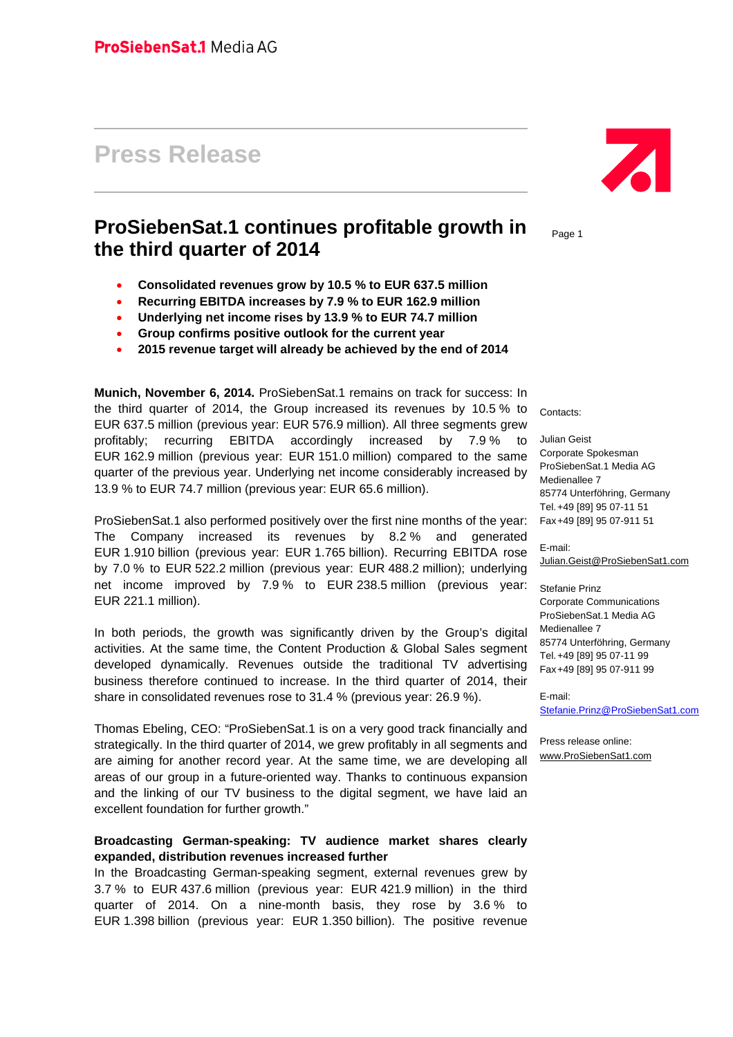ProSiebenSat.1 Media AG

# Press Release

## ProSiebenSat.1 continues profitable growth in the third quarter of 2014

- **Consolidated revenues grow by 10.5 % to EUR 637.5 million**
- **Recurring EBITDA increases by 7.9 % to EUR 162.9 million**
- **Underlying net income rises by 13.9 % to EUR 74.7 million**
- **Group confirms positive outlook for the current year**
- **2015 revenue target will already be achieved by the end of 2014**

**Munich, November 6, 2014.** ProSiebenSat.1 remains on track for success: In the third quarter of 2014, the Group increased its revenues by 10.5 % to EUR 637.5 million (previous year: EUR 576.9 million). All three segments grew profitably; recurring EBITDA accordingly increased by 7.9 % to EUR 162.9 million (previous year: EUR 151.0 million) compared to the same quarter of the previous year. Underlying net income considerably increased by 13.9 % to EUR 74.7 million (previous year: EUR 65.6 million).

ProSiebenSat.1 also performed positively over the first nine months of the year: The Company increased its revenues by 8.2 % and generated EUR 1.910 billion (previous year: EUR 1.765 billion). Recurring EBITDA rose by 7.0 % to EUR 522.2 million (previous year: EUR 488.2 million); underlying net income improved by 7.9 % to EUR 238.5 million (previous year: EUR 221.1 million).

In both periods, the growth was significantly driven by the Group's digital activities. At the same time, the Content Production & Global Sales segment developed dynamically. Revenues outside the traditional TV advertising business therefore continued to increase. In the third quarter of 2014, their share in consolidated revenues rose to 31.4 % (previous year: 26.9 %).

Thomas Ebeling, CEO: "ProSiebenSat.1 is on a very good track financially and strategically. In the third quarter of 2014, we grew profitably in all segments and are aiming for another record year. At the same time, we are developing all areas of our group in a future-oriented way. Thanks to continuous expansion and the linking of our TV business to the digital segment, we have laid an excellent foundation for further growth."

**Broadcasting German-speaking: TV audience market shares clearly expanded, distribution revenues increased further**

In the Broadcasting German-speaking segment, external revenues grew by 3.7 % to EUR 437.6 million (previous year: EUR 421.9 million) in the third quarter of 2014. On a nine-month basis, they rose by 3.6 % to EUR 1.398 billion (previous year: EUR 1.350 billion). The positive revenue

Contacts:

Julian Geist
Corporate Spokesman
ProSiebenSat.1 Media AG
Medienallee 7
85774 Unterföhring, Germany
Tel. +49 [89] 95 07-11 51
Fax +49 [89] 95 07-911 51

E-mail:
Julian.Geist@ProSiebenSat1.com

Stefanie Prinz
Corporate Communications
ProSiebenSat.1 Media AG
Medienallee 7
85774 Unterföhring, Germany
Tel. +49 [89] 95 07-11 99
Fax +49 [89] 95 07-911 99

E-mail:
Stefanie.Prinz@ProSiebenSat1.com

Press release online:
www.ProSiebenSat1.com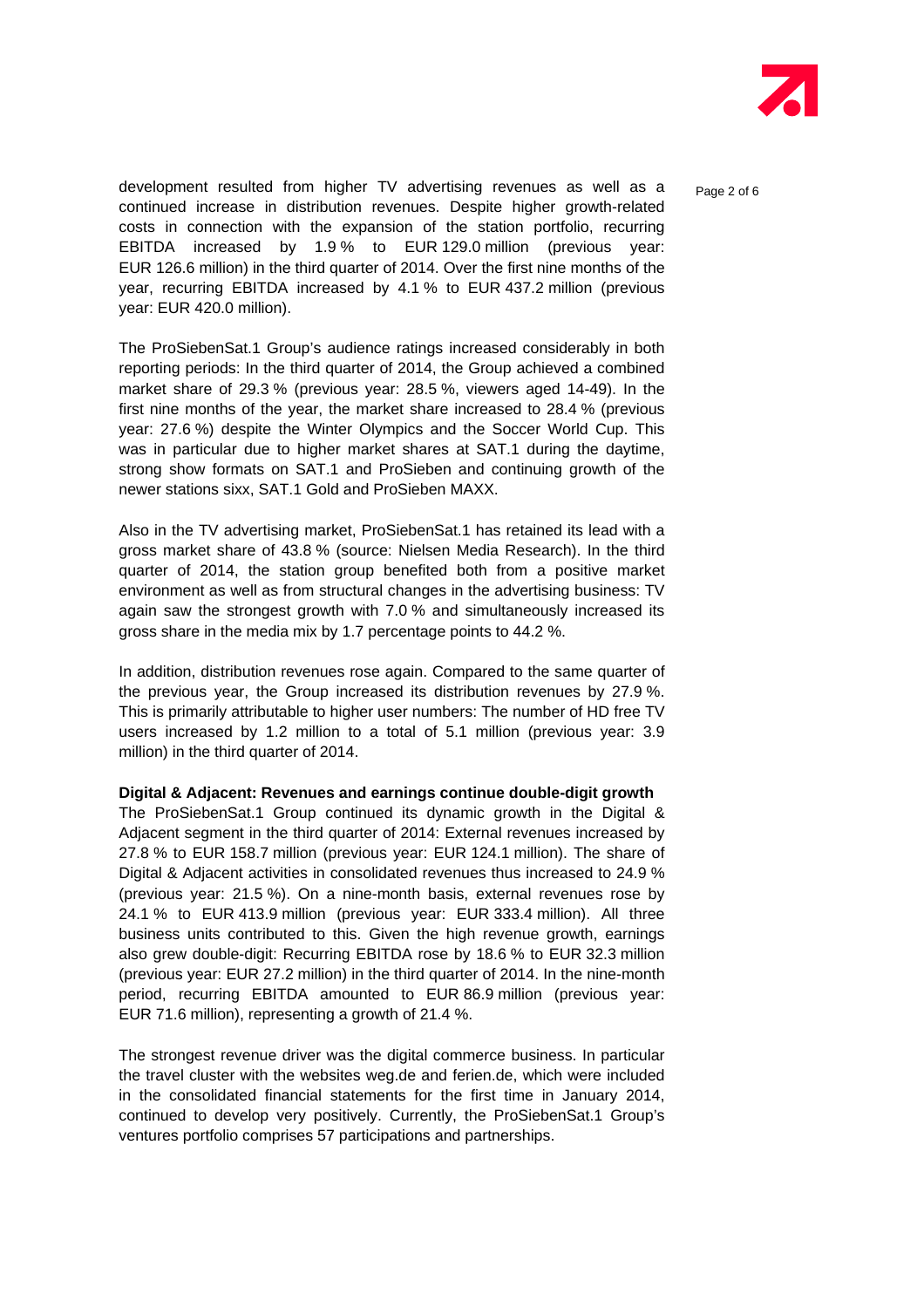development resulted from higher TV advertising revenues as well as a continued increase in distribution revenues. Despite higher growth-related costs in connection with the expansion of the station portfolio, recurring EBITDA increased by 1.9 % to EUR 129.0 million (previous year: EUR 126.6 million) in the third quarter of 2014. Over the first nine months of the year, recurring EBITDA increased by 4.1 % to EUR 437.2 million (previous year: EUR 420.0 million).

The ProSiebenSat.1 Group's audience ratings increased considerably in both reporting periods: In the third quarter of 2014, the Group achieved a combined market share of 29.3 % (previous year: 28.5 %, viewers aged 14-49). In the first nine months of the year, the market share increased to 28.4 % (previous year: 27.6 %) despite the Winter Olympics and the Soccer World Cup. This was in particular due to higher market shares at SAT.1 during the daytime, strong show formats on SAT.1 and ProSieben and continuing growth of the newer stations sixx, SAT.1 Gold and ProSieben MAXX.

Also in the TV advertising market, ProSiebenSat.1 has retained its lead with a gross market share of 43.8 % (source: Nielsen Media Research). In the third quarter of 2014, the station group benefited both from a positive market environment as well as from structural changes in the advertising business: TV again saw the strongest growth with 7.0 % and simultaneously increased its gross share in the media mix by 1.7 percentage points to 44.2 %.

In addition, distribution revenues rose again. Compared to the same quarter of the previous year, the Group increased its distribution revenues by 27.9 %. This is primarily attributable to higher user numbers: The number of HD free TV users increased by 1.2 million to a total of 5.1 million (previous year: 3.9 million) in the third quarter of 2014.

**Digital & Adjacent: Revenues and earnings continue double-digit growth**

The ProSiebenSat.1 Group continued its dynamic growth in the Digital & Adjacent segment in the third quarter of 2014: External revenues increased by 27.8 % to EUR 158.7 million (previous year: EUR 124.1 million). The share of Digital & Adjacent activities in consolidated revenues thus increased to 24.9 % (previous year: 21.5 %). On a nine-month basis, external revenues rose by 24.1 % to EUR 413.9 million (previous year: EUR 333.4 million). All three business units contributed to this. Given the high revenue growth, earnings also grew double-digit: Recurring EBITDA rose by 18.6 % to EUR 32.3 million (previous year: EUR 27.2 million) in the third quarter of 2014. In the nine-month period, recurring EBITDA amounted to EUR 86.9 million (previous year: EUR 71.6 million), representing a growth of 21.4 %.

The strongest revenue driver was the digital commerce business. In particular the travel cluster with the websites weg.de and ferien.de, which were included in the consolidated financial statements for the first time in January 2014, continued to develop very positively. Currently, the ProSiebenSat.1 Group's ventures portfolio comprises 57 participations and partnerships.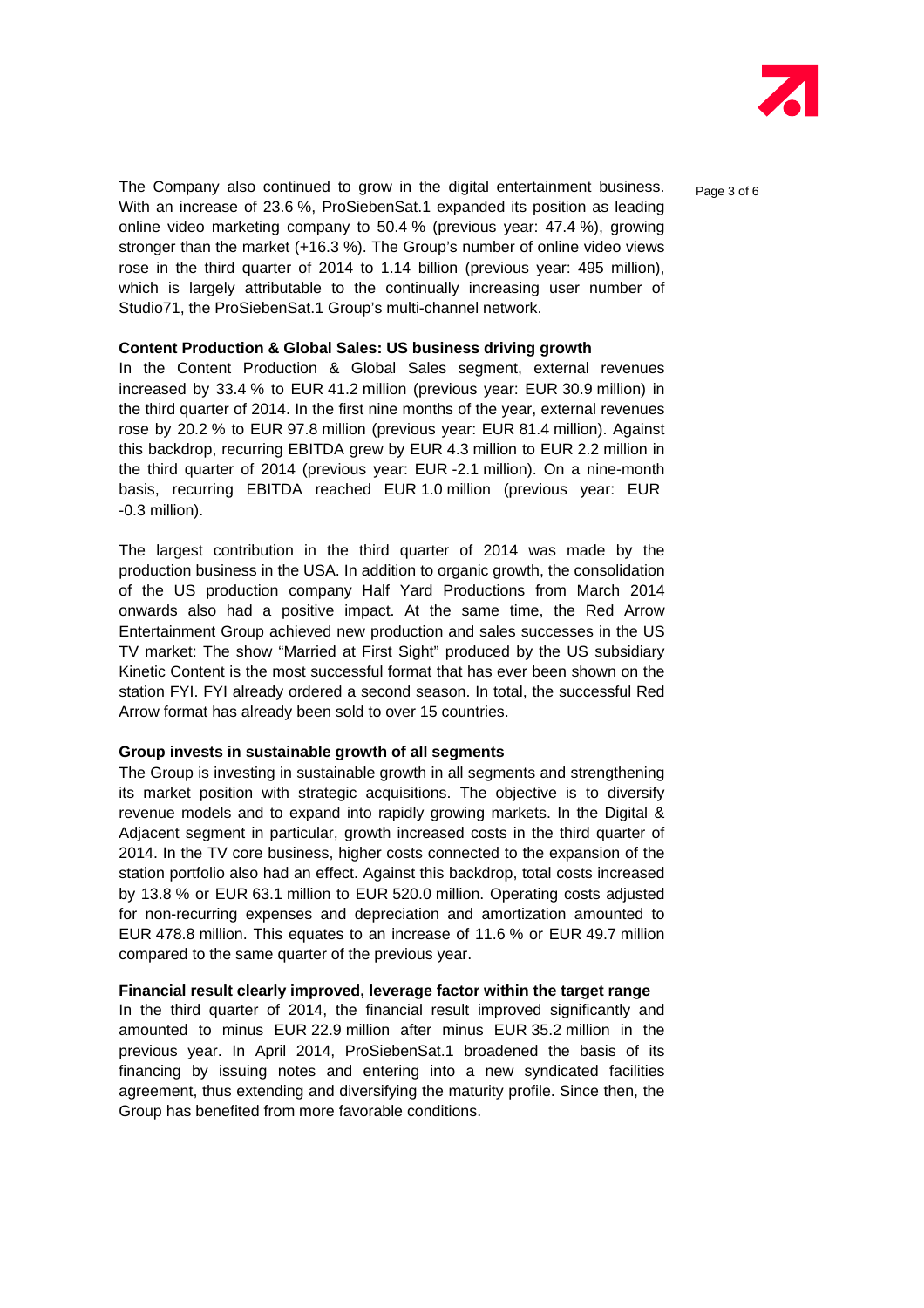The Company also continued to grow in the digital entertainment business. With an increase of 23.6 %, ProSiebenSat.1 expanded its position as leading online video marketing company to 50.4 % (previous year: 47.4 %), growing stronger than the market (+16.3 %). The Group's number of online video views rose in the third quarter of 2014 to 1.14 billion (previous year: 495 million), which is largely attributable to the continually increasing user number of Studio71, the ProSiebenSat.1 Group's multi-channel network.

**Content Production & Global Sales: US business driving growth**

In the Content Production & Global Sales segment, external revenues increased by 33.4 % to EUR 41.2 million (previous year: EUR 30.9 million) in the third quarter of 2014. In the first nine months of the year, external revenues rose by 20.2 % to EUR 97.8 million (previous year: EUR 81.4 million). Against this backdrop, recurring EBITDA grew by EUR 4.3 million to EUR 2.2 million in the third quarter of 2014 (previous year: EUR -2.1 million). On a nine-month basis, recurring EBITDA reached EUR 1.0 million (previous year: EUR -0.3 million).

The largest contribution in the third quarter of 2014 was made by the production business in the USA. In addition to organic growth, the consolidation of the US production company Half Yard Productions from March 2014 onwards also had a positive impact. At the same time, the Red Arrow Entertainment Group achieved new production and sales successes in the US TV market: The show "Married at First Sight" produced by the US subsidiary Kinetic Content is the most successful format that has ever been shown on the station FYI. FYI already ordered a second season. In total, the successful Red Arrow format has already been sold to over 15 countries.

**Group invests in sustainable growth of all segments**

The Group is investing in sustainable growth in all segments and strengthening its market position with strategic acquisitions. The objective is to diversify revenue models and to expand into rapidly growing markets. In the Digital & Adjacent segment in particular, growth increased costs in the third quarter of 2014. In the TV core business, higher costs connected to the expansion of the station portfolio also had an effect. Against this backdrop, total costs increased by 13.8 % or EUR 63.1 million to EUR 520.0 million. Operating costs adjusted for non-recurring expenses and depreciation and amortization amounted to EUR 478.8 million. This equates to an increase of 11.6 % or EUR 49.7 million compared to the same quarter of the previous year.

**Financial result clearly improved, leverage factor within the target range**

In the third quarter of 2014, the financial result improved significantly and amounted to minus EUR 22.9 million after minus EUR 35.2 million in the previous year. In April 2014, ProSiebenSat.1 broadened the basis of its financing by issuing notes and entering into a new syndicated facilities agreement, thus extending and diversifying the maturity profile. Since then, the Group has benefited from more favorable conditions.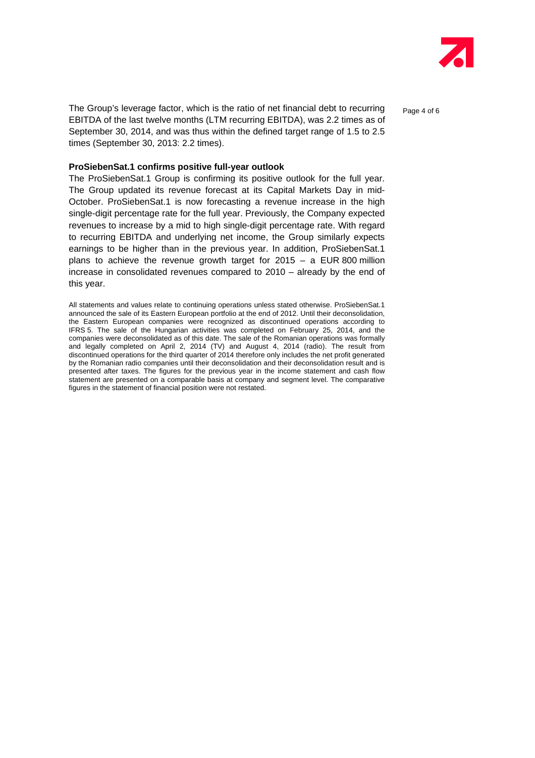The Group's leverage factor, which is the ratio of net financial debt to recurring EBITDA of the last twelve months (LTM recurring EBITDA), was 2.2 times as of September 30, 2014, and was thus within the defined target range of 1.5 to 2.5 times (September 30, 2013: 2.2 times).

**ProSiebenSat.1 confirms positive full-year outlook**

The ProSiebenSat.1 Group is confirming its positive outlook for the full year. The Group updated its revenue forecast at its Capital Markets Day in mid-October. ProSiebenSat.1 is now forecasting a revenue increase in the high single-digit percentage rate for the full year. Previously, the Company expected revenues to increase by a mid to high single-digit percentage rate. With regard to recurring EBITDA and underlying net income, the Group similarly expects earnings to be higher than in the previous year. In addition, ProSiebenSat.1 plans to achieve the revenue growth target for 2015 – a EUR 800 million increase in consolidated revenues compared to 2010 – already by the end of this year.

All statements and values relate to continuing operations unless stated otherwise. ProSiebenSat.1 announced the sale of its Eastern European portfolio at the end of 2012. Until their deconsolidation, the Eastern European companies were recognized as discontinued operations according to IFRS 5. The sale of the Hungarian activities was completed on February 25, 2014, and the companies were deconsolidated as of this date. The sale of the Romanian operations was formally and legally completed on April 2, 2014 (TV) and August 4, 2014 (radio). The result from discontinued operations for the third quarter of 2014 therefore only includes the net profit generated by the Romanian radio companies until their deconsolidation and their deconsolidation result and is presented after taxes. The figures for the previous year in the income statement and cash flow statement are presented on a comparable basis at company and segment level. The comparative figures in the statement of financial position were not restated.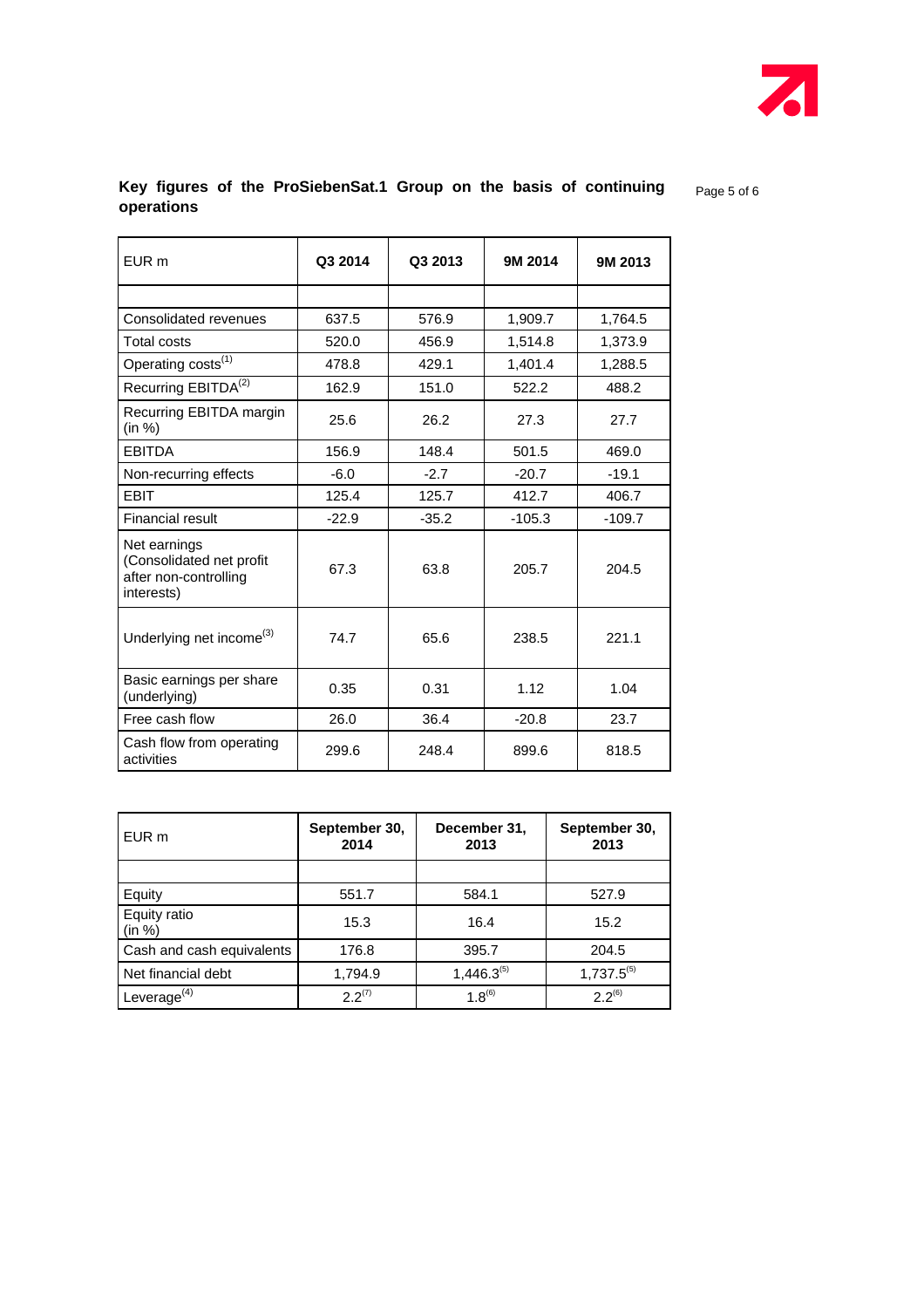**Key figures of the ProSiebenSat.1 Group on the basis of continuing operations**

| EUR m | Q3 2014 | Q3 2013 | 9M 2014 | 9M 2013 |
|---|---|---|---|---|
| | | | | |
| Consolidated revenues | 637.5 | 576.9 | 1,909.7 | 1,764.5 |
| Total costs | 520.0 | 456.9 | 1,514.8 | 1,373.9 |
| Operating costs[(1)] | 478.8 | 429.1 | 1,401.4 | 1,288.5 |
| Recurring EBITDA[(2)] | 162.9 | 151.0 | 522.2 | 488.2 |
| Recurring EBITDA margin (in %) | 25.6 | 26.2 | 27.3 | 27.7 |
| EBITDA | 156.9 | 148.4 | 501.5 | 469.0 |
| Non-recurring effects | -6.0 | -2.7 | -20.7 | -19.1 |
| EBIT | 125.4 | 125.7 | 412.7 | 406.7 |
| Financial result | -22.9 | -35.2 | -105.3 | -109.7 |
| Net earnings (Consolidated net profit after non-controlling interests) | 67.3 | 63.8 | 205.7 | 204.5 |
| Underlying net income[(3)] | 74.7 | 65.6 | 238.5 | 221.1 |
| Basic earnings per share (underlying) | 0.35 | 0.31 | 1.12 | 1.04 |
| Free cash flow | 26.0 | 36.4 | -20.8 | 23.7 |
| Cash flow from operating activities | 299.6 | 248.4 | 899.6 | 818.5 |

| EUR m | September 30, 2014 | December 31, 2013 | September 30, 2013 |
|---|---|---|---|
| | | | |
| Equity | 551.7 | 584.1 | 527.9 |
| Equity ratio (in %) | 15.3 | 16.4 | 15.2 |
| Cash and cash equivalents | 176.8 | 395.7 | 204.5 |
| Net financial debt | 1,794.9 | 1,446.3[(5)] | 1,737.5[(5)] |
| Leverage[(4)] | 2.2[(7)] | 1.8[(6)] | 2.2[(6)] |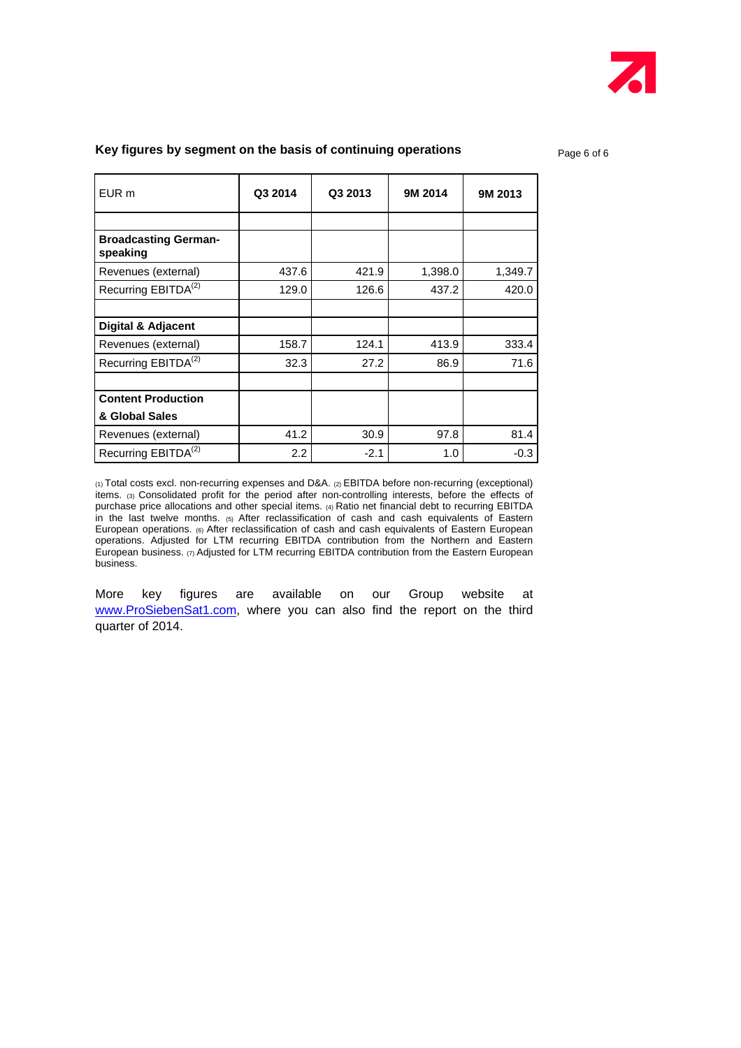**Key figures by segment on the basis of continuing operations**

| EUR m | Q3 2014 | Q3 2013 | 9M 2014 | 9M 2013 |
|---|---|---|---|---|
| | | | | |
| **Broadcasting German-speaking** | | | | |
| Revenues (external) | 437.6 | 421.9 | 1,398.0 | 1,349.7 |
| Recurring EBITDA(2) | 129.0 | 126.6 | 437.2 | 420.0 |
| | | | | |
| **Digital & Adjacent** | | | | |
| Revenues (external) | 158.7 | 124.1 | 413.9 | 333.4 |
| Recurring EBITDA(2) | 32.3 | 27.2 | 86.9 | 71.6 |
| | | | | |
| **Content Production & Global Sales** | | | | |
| Revenues (external) | 41.2 | 30.9 | 97.8 | 81.4 |
| Recurring EBITDA(2) | 2.2 | -2.1 | 1.0 | -0.3 |

(1) Total costs excl. non-recurring expenses and D&A. (2) EBITDA before non-recurring (exceptional) items. (3) Consolidated profit for the period after non-controlling interests, before the effects of purchase price allocations and other special items. (4) Ratio net financial debt to recurring EBITDA in the last twelve months. (5) After reclassification of cash and cash equivalents of Eastern European operations. (6) After reclassification of cash and cash equivalents of Eastern European operations. Adjusted for LTM recurring EBITDA contribution from the Northern and Eastern European business. (7) Adjusted for LTM recurring EBITDA contribution from the Eastern European business.

More key figures are available on our Group website at www.ProSiebenSat1.com, where you can also find the report on the third quarter of 2014.